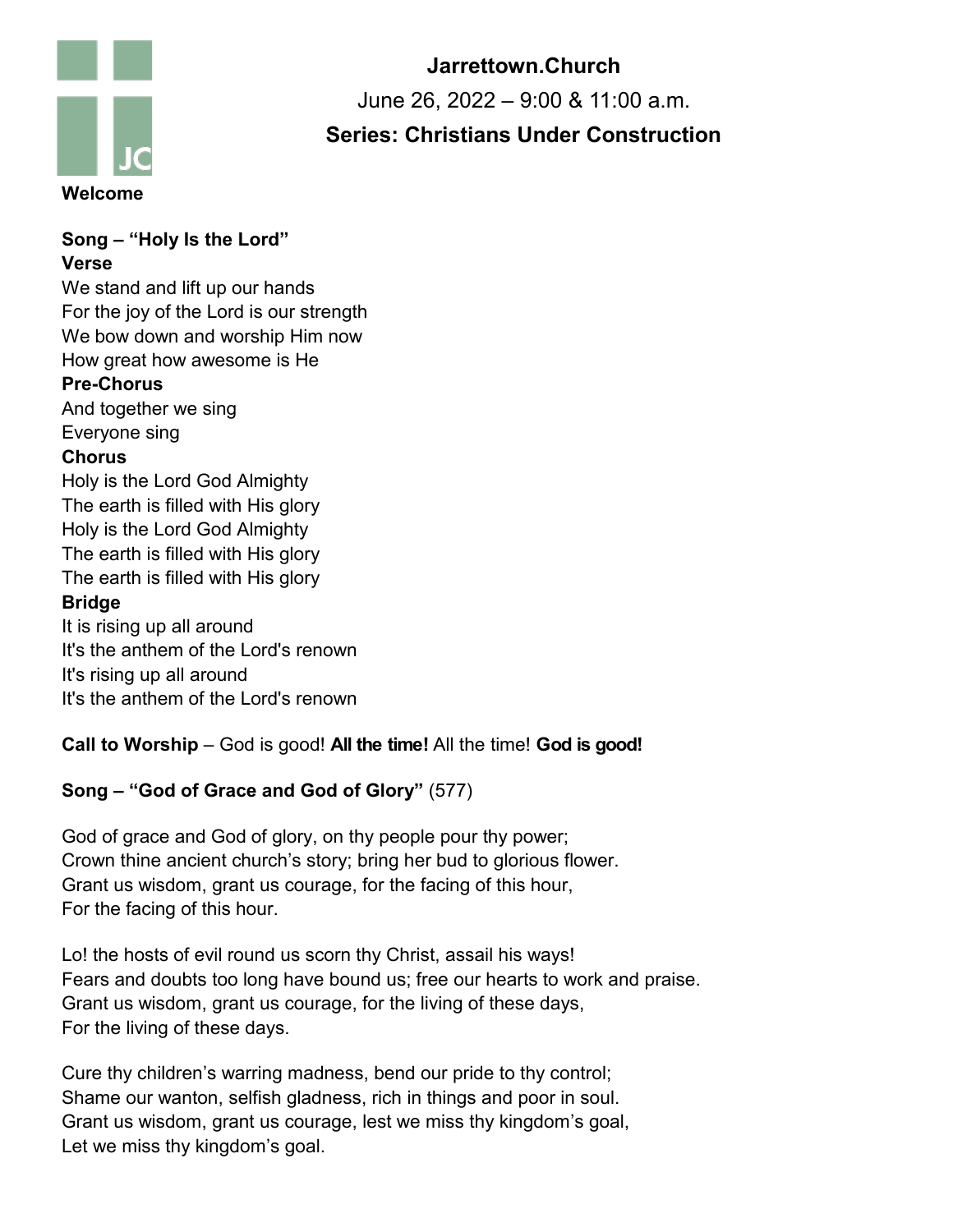# Jarrettown.Church

June 26, 2022 – 9:00 & 11:00 a.m.

**Series: Christians Under Construction**

**Welcome**

**Song – "Holy Is the Lord"**

**Verse**

We stand and lift up our hands
For the joy of the Lord is our strength
We bow down and worship Him now
How great how awesome is He

**Pre-Chorus**

And together we sing
Everyone sing

**Chorus**

Holy is the Lord God Almighty
The earth is filled with His glory
Holy is the Lord God Almighty
The earth is filled with His glory
The earth is filled with His glory

**Bridge**

It is rising up all around
It's the anthem of the Lord's renown
It's rising up all around
It's the anthem of the Lord's renown

**Call to Worship** – God is good! **All the time!** All the time! **God is good!**

**Song – "God of Grace and God of Glory"** (577)

God of grace and God of glory, on thy people pour thy power;
Crown thine ancient church's story; bring her bud to glorious flower.
Grant us wisdom, grant us courage, for the facing of this hour,
For the facing of this hour.

Lo! the hosts of evil round us scorn thy Christ, assail his ways!
Fears and doubts too long have bound us; free our hearts to work and praise.
Grant us wisdom, grant us courage, for the living of these days,
For the living of these days.

Cure thy children's warring madness, bend our pride to thy control;
Shame our wanton, selfish gladness, rich in things and poor in soul.
Grant us wisdom, grant us courage, lest we miss thy kingdom's goal,
Let we miss thy kingdom's goal.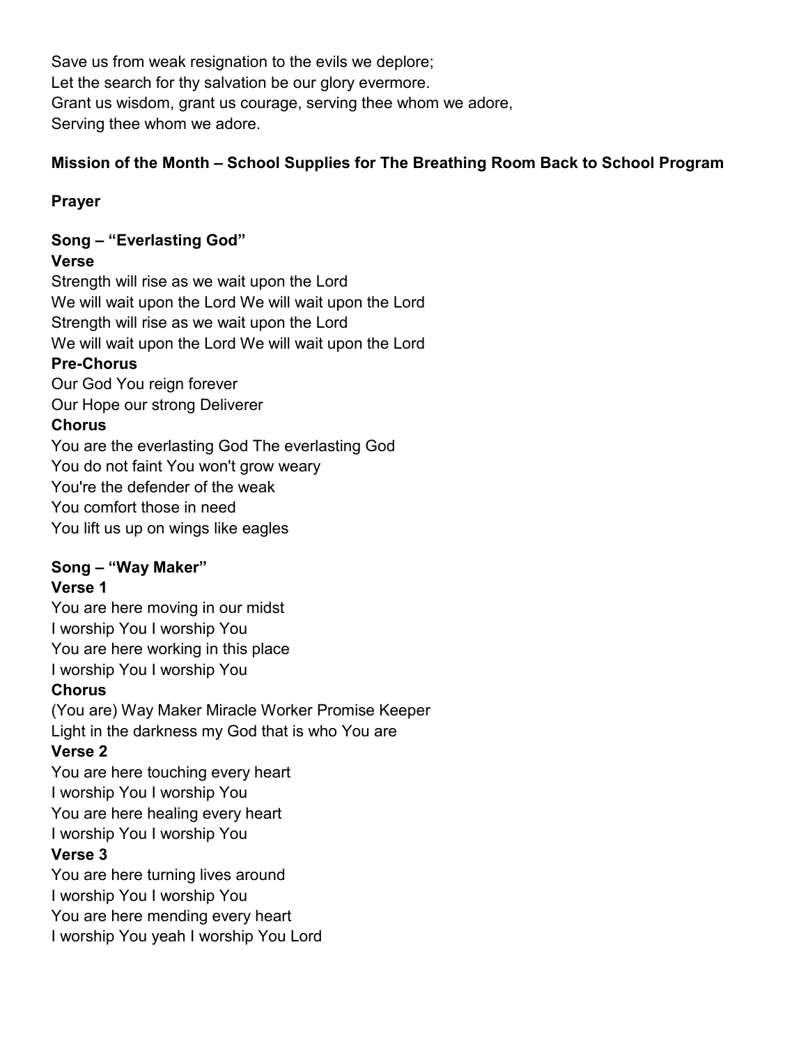Save us from weak resignation to the evils we deplore;
Let the search for thy salvation be our glory evermore.
Grant us wisdom, grant us courage, serving thee whom we adore,
Serving thee whom we adore.

**Mission of the Month – School Supplies for The Breathing Room Back to School Program**

**Prayer**

**Song – "Everlasting God"**
**Verse**
Strength will rise as we wait upon the Lord
We will wait upon the Lord We will wait upon the Lord
Strength will rise as we wait upon the Lord
We will wait upon the Lord We will wait upon the Lord
**Pre-Chorus**
Our God You reign forever
Our Hope our strong Deliverer
**Chorus**
You are the everlasting God The everlasting God
You do not faint You won't grow weary
You're the defender of the weak
You comfort those in need
You lift us up on wings like eagles

**Song – "Way Maker"**
**Verse 1**
You are here moving in our midst
I worship You I worship You
You are here working in this place
I worship You I worship You
**Chorus**
(You are) Way Maker Miracle Worker Promise Keeper
Light in the darkness my God that is who You are
**Verse 2**
You are here touching every heart
I worship You I worship You
You are here healing every heart
I worship You I worship You
**Verse 3**
You are here turning lives around
I worship You I worship You
You are here mending every heart
I worship You yeah I worship You Lord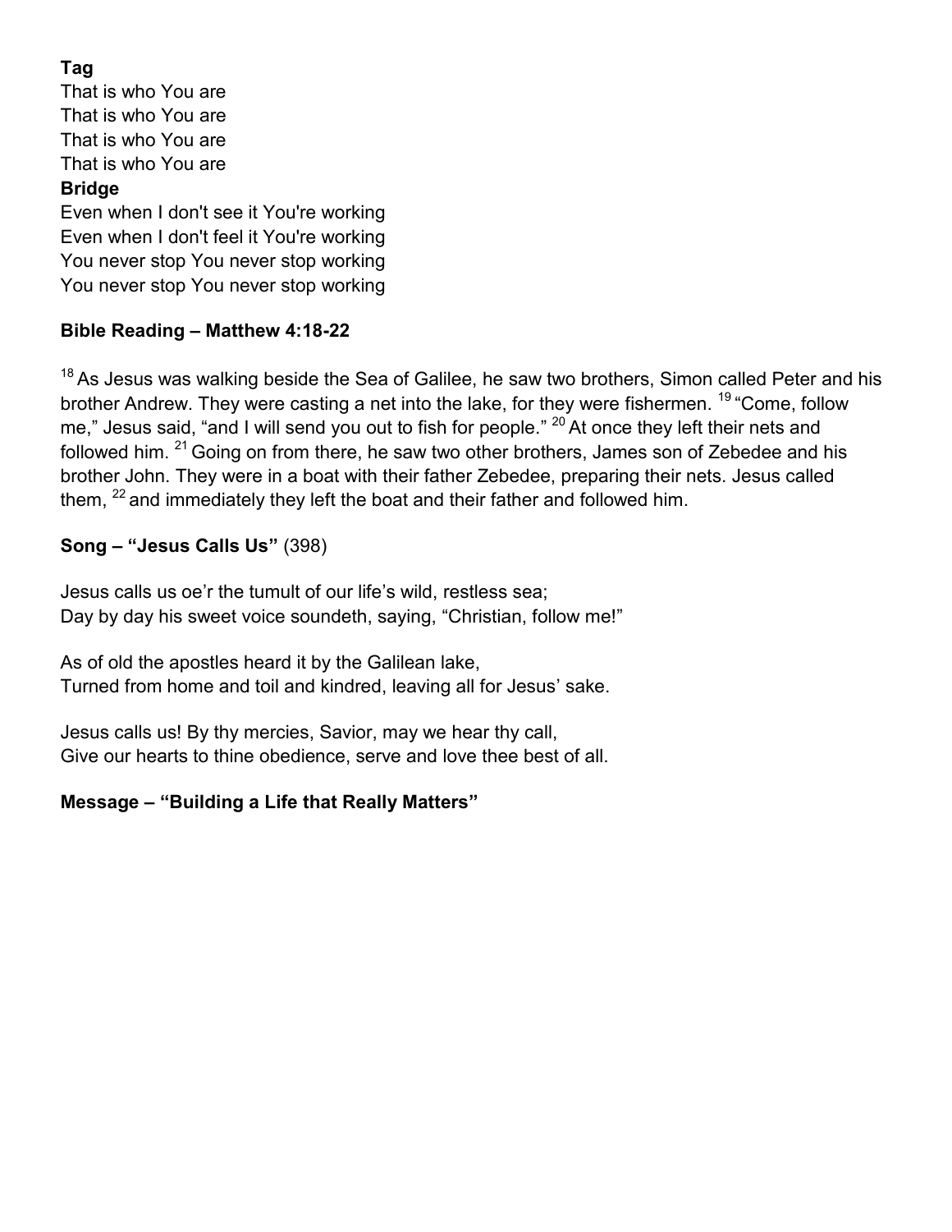**Tag**
That is who You are
That is who You are
That is who You are
That is who You are
**Bridge**
Even when I don't see it You're working
Even when I don't feel it You're working
You never stop You never stop working
You never stop You never stop working

**Bible Reading – Matthew 4:18-22**

[18] As Jesus was walking beside the Sea of Galilee, he saw two brothers, Simon called Peter and his brother Andrew. They were casting a net into the lake, for they were fishermen. [19] "Come, follow me," Jesus said, "and I will send you out to fish for people." [20] At once they left their nets and followed him. [21] Going on from there, he saw two other brothers, James son of Zebedee and his brother John. They were in a boat with their father Zebedee, preparing their nets. Jesus called them, [22] and immediately they left the boat and their father and followed him.

**Song – "Jesus Calls Us"** (398)

Jesus calls us oe'r the tumult of our life's wild, restless sea;
Day by day his sweet voice soundeth, saying, "Christian, follow me!"

As of old the apostles heard it by the Galilean lake,
Turned from home and toil and kindred, leaving all for Jesus' sake.

Jesus calls us! By thy mercies, Savior, may we hear thy call,
Give our hearts to thine obedience, serve and love thee best of all.

**Message – "Building a Life that Really Matters"**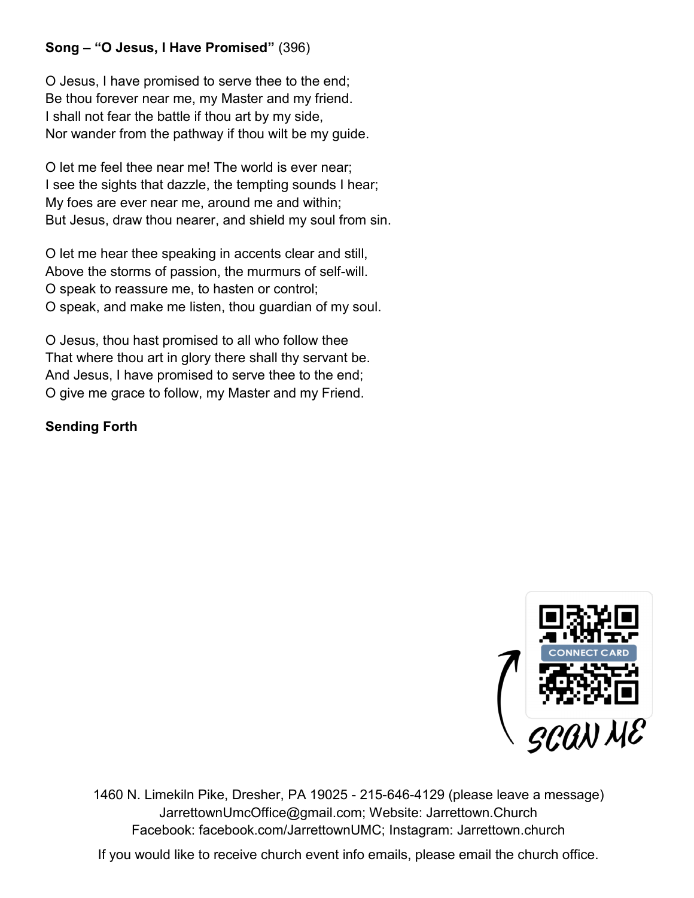**Song – "O Jesus, I Have Promised"** (396)

O Jesus, I have promised to serve thee to the end;
Be thou forever near me, my Master and my friend.
I shall not fear the battle if thou art by my side,
Nor wander from the pathway if thou wilt be my guide.

O let me feel thee near me! The world is ever near;
I see the sights that dazzle, the tempting sounds I hear;
My foes are ever near me, around me and within;
But Jesus, draw thou nearer, and shield my soul from sin.

O let me hear thee speaking in accents clear and still,
Above the storms of passion, the murmurs of self-will.
O speak to reassure me, to hasten or control;
O speak, and make me listen, thou guardian of my soul.

O Jesus, thou hast promised to all who follow thee
That where thou art in glory there shall thy servant be.
And Jesus, I have promised to serve thee to the end;
O give me grace to follow, my Master and my Friend.

**Sending Forth**

CONNECT CARD

SCAN ME

1460 N. Limekiln Pike, Dresher, PA 19025 - 215-646-4129 (please leave a message)
JarrettownUmcOffice@gmail.com; Website: Jarrettown.Church
Facebook: facebook.com/JarrettownUMC; Instagram: Jarrettown.church

If you would like to receive church event info emails, please email the church office.